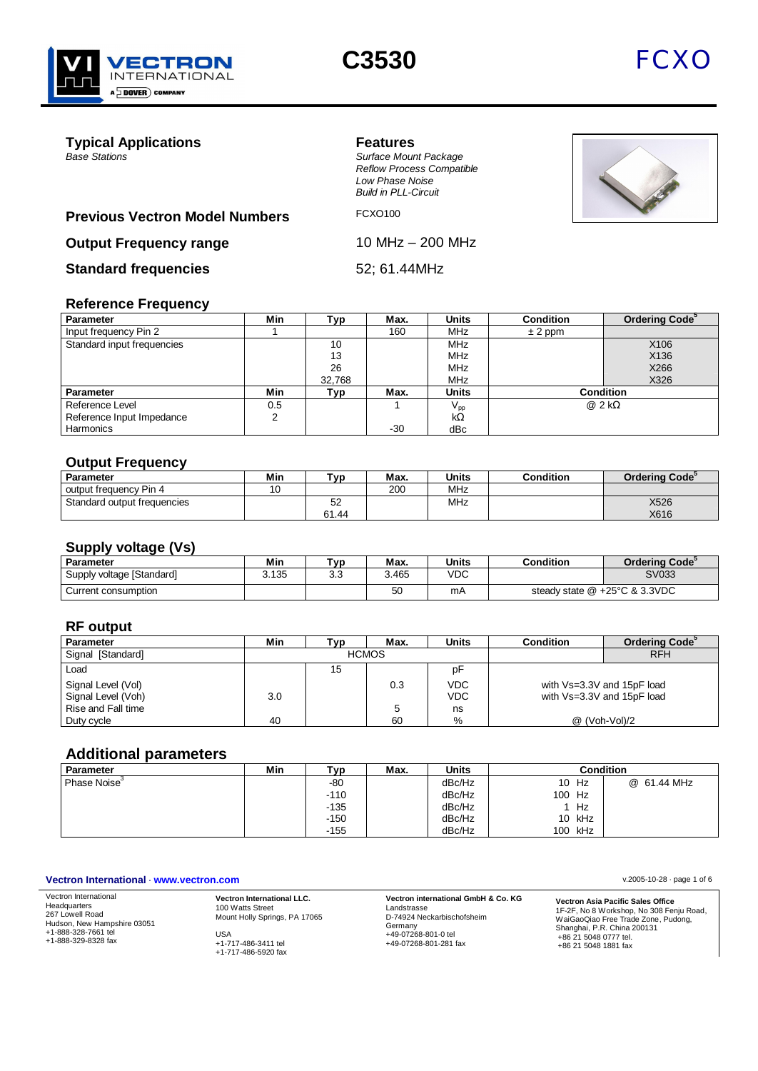# C3530

**FCXO**

## Typical Applications

*Base Stations*

## Features

*Surface Mount Package*
*Reflow Process Compatible*
*Low Phase Noise*
*Build in PLL-Circuit*

## Previous Vectron Model Numbers

FCXO100

## Output Frequency range

10 MHz – 200 MHz

## Standard frequencies

52; 61.44MHz

## Reference Frequency

| Parameter | Min | Typ | Max. | Units | Condition | Ordering Code[5] |
|---|---|---|---|---|---|---|
| Input frequency Pin 2 | 1 | | 160 | MHz | ± 2 ppm | |
| Standard input frequencies | | 10<br>13<br>26<br>32,768 | | MHz<br>MHz<br>MHz<br>MHz | | X106<br>X136<br>X266<br>X326 |
| **Parameter** | **Min** | **Typ** | **Max.** | **Units** | **Condition** | |
| Reference Level | 0.5 | | 1 | $V_{pp}$ | @ 2 kΩ | |
| Reference Input Impedance | 2 | | | kΩ | | |
| Harmonics | | | -30 | dBc | | |

## Output Frequency

| Parameter | Min | Typ | Max. | Units | Condition | Ordering Code[5] |
|---|---|---|---|---|---|---|
| output frequency Pin 4 | 10 | | 200 | MHz | | |
| Standard output frequencies | | 52<br>61.44 | | MHz | | X526<br>X616 |

## Supply voltage (Vs)

| Parameter | Min | Typ | Max. | Units | Condition | Ordering Code[5] |
|---|---|---|---|---|---|---|
| Supply voltage [Standard] | 3.135 | 3.3 | 3.465 | VDC | | SV033 |
| Current consumption | | | 50 | mA | steady state @ +25°C & 3.3VDC | |

## RF output

| Parameter | Min | Typ | Max. | Units | Condition | Ordering Code[5] |
|---|---|---|---|---|---|---|
| Signal [Standard] | HCMOS | | | | | RFH |
| Load | | 15 | | pF | | |
| Signal Level (Vol) | | | 0.3 | VDC | with Vs=3.3V and 15pF load | |
| Signal Level (Voh) | 3.0 | | | VDC | with Vs=3.3V and 15pF load | |
| Rise and Fall time | | | 5 | ns | | |
| Duty cycle | 40 | | 60 | % | @ (Voh-Vol)/2 | |

## Additional parameters

| Parameter | Min | Typ | Max. | Units | Condition | |
|---|---|---|---|---|---|---|
| Phase Noise[3] | | -80 | | dBc/Hz | 10 Hz | @ 61.44 MHz |
| | | -110 | | dBc/Hz | 100 Hz | |
| | | -135 | | dBc/Hz | 1 Hz | |
| | | -150 | | dBc/Hz | 10 kHz | |
| | | -155 | | dBc/Hz | 100 kHz | |

**Vectron International · www.vectron.com**

Vectron International
Headquarters
267 Lowell Road
Hudson, New Hampshire 03051
+1-888-328-7661 tel
+1-888-329-8328 fax

**Vectron International LLC.**
100 Watts Street
Mount Holly Springs, PA 17065
USA
+1-717-486-3411 tel
+1-717-486-5920 fax

**Vectron international GmbH & Co. KG**
Landstrasse
D-74924 Neckarbischofsheim
Germany
+49-07268-801-0 tel
+49-07268-801-281 fax

**Vectron Asia Pacific Sales Office**
1F-2F, No 8 Workshop, No 308 Fenju Road,
WaiGaoQiao Free Trade Zone, Pudong,
Shanghai, P.R. China 200131
+86 21 5048 0777 tel.
+86 21 5048 1881 fax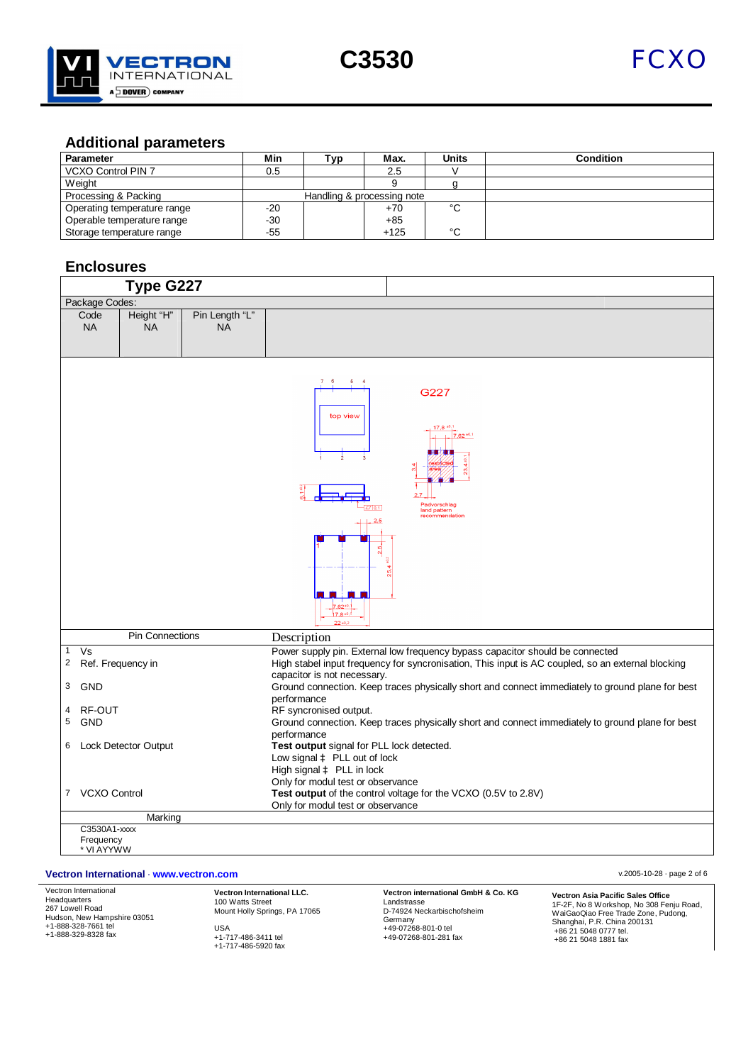## Additional parameters

| Parameter | Min | Typ | Max. | Units | Condition |
|---|---|---|---|---|---|
| VCXO Control PIN 7 | 0.5 | | 2.5 | V | |
| Weight | | | 9 | g | |
| Processing & Packing | | Handling & processing note | | | |
| Operating temperature range | -20 | | +70 | °C | |
| Operable temperature range | -30 | | +85 | | |
| Storage temperature range | -55 | | +125 | °C | |

## Enclosures

### Type G227

Package Codes:

| Code | Height "H" | Pin Length "L" |
|---|---|---|
| NA | NA | NA |

G227

top view

Padvorschlag land pattern recommendation

| Pin Connections | Description |
|---|---|
| 1 Vs | Power supply pin. External low frequency bypass capacitor should be connected |
| 2 Ref. Frequency in | High stabel input frequency for syncronisation, This input is AC coupled, so an external blocking capacitor is not necessary. |
| 3 GND | Ground connection. Keep traces physically short and connect immediately to ground plane for best performance |
| 4 RF-OUT | RF syncronised output. |
| 5 GND | Ground connection. Keep traces physically short and connect immediately to ground plane for best performance |
| 6 Lock Detector Output | **Test output** signal for PLL lock detected.<br>Low signal ‡ PLL out of lock<br>High signal ‡ PLL in lock<br>Only for modul test or observance |
| 7 VCXO Control | **Test output** of the control voltage for the VCXO (0.5V to 2.8V)<br>Only for modul test or observance |

**Marking**

C3530A1-xxxx
Frequency
* VI AYYWW

**Vectron International** · **www.vectron.com**

Vectron International
Headquarters
267 Lowell Road
Hudson, New Hampshire 03051
+1-888-328-7661 tel
+1-888-329-8328 fax

**Vectron International LLC.**
100 Watts Street
Mount Holly Springs, PA 17065

USA
+1-717-486-3411 tel
+1-717-486-5920 fax

**Vectron international GmbH & Co. KG**
Landstrasse
D-74924 Neckarbischofsheim
Germany
+49-07268-801-0 tel
+49-07268-801-281 fax

**Vectron Asia Pacific Sales Office**
1F-2F, No 8 Workshop, No 308 Fenju Road,
WaiGaoQiao Free Trade Zone, Pudong,
Shanghai, P.R. China 200131
+86 21 5048 0777 tel.
+86 21 5048 1881 fax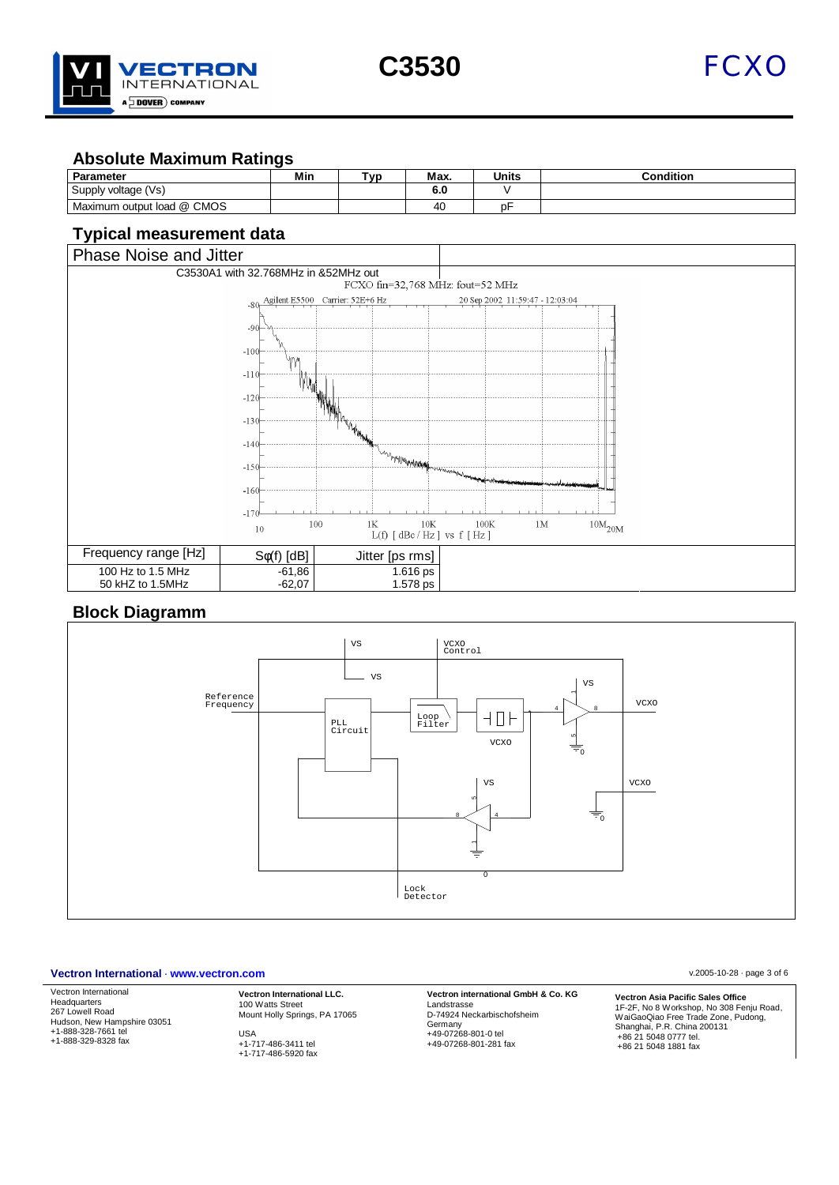## Absolute Maximum Ratings

| Parameter | Min | Typ | Max. | Units | Condition |
|---|---|---|---|---|---|
| Supply voltage (Vs) | | | **6.0** | V | |
| Maximum output load @ CMOS | | | 40 | pF | |

## Typical measurement data

| Phase Noise and Jitter | | |
|---|---|---|
| C3530A1 with 32.768MHz in &52MHz out | | |
| Frequency range [Hz] | Sφ(f) [dB] | Jitter [ps rms] |
| 100 Hz to 1.5 MHz | -61,86 | 1.616 ps |
| 50 kHZ to 1.5MHz | -62,07 | 1.578 ps |

## Block Diagramm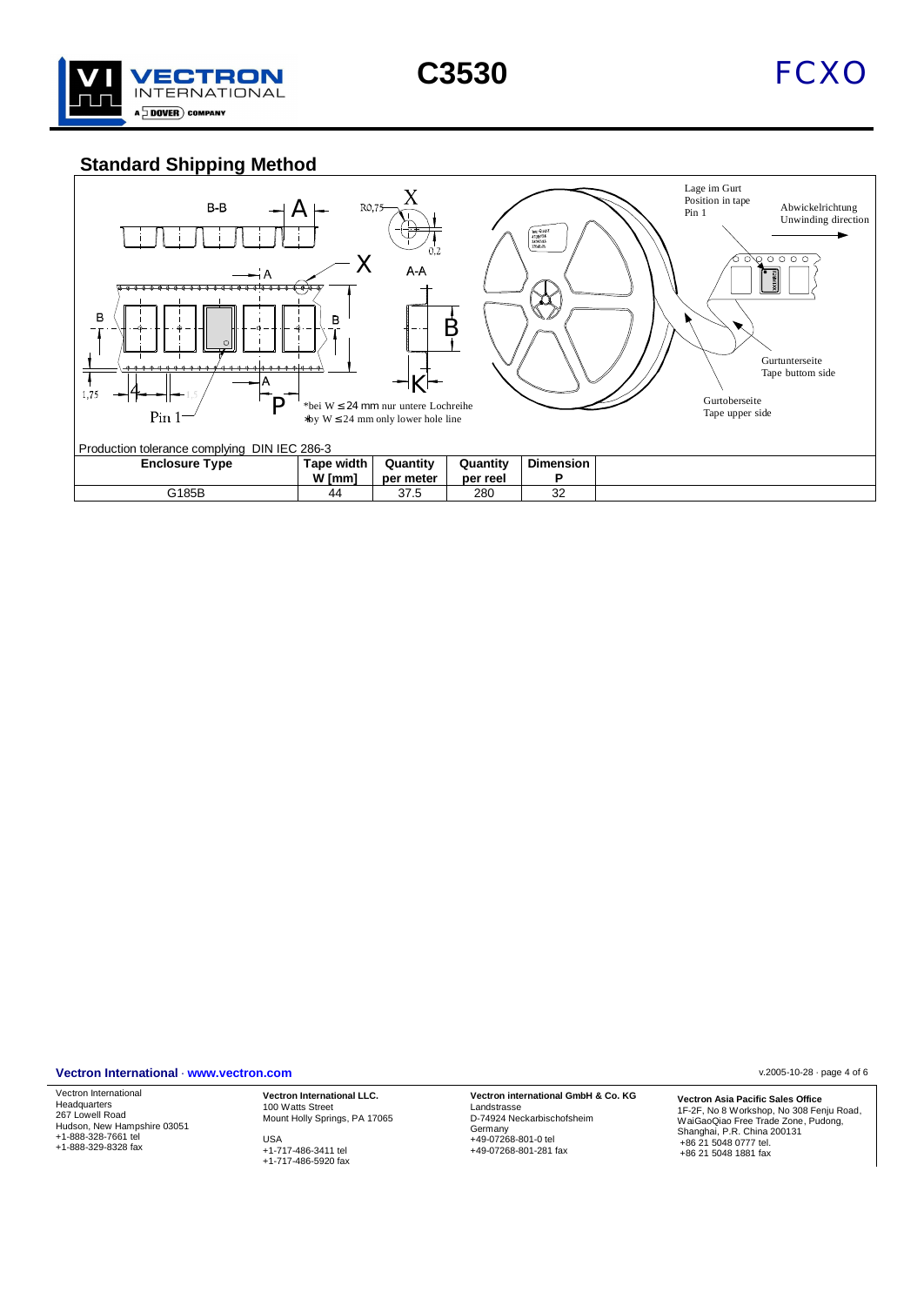## Standard Shipping Method

*bei W ≤ 24 mm nur untere Lochreihe
*by W ≤ 24 mm only lower hole line

Production tolerance complying DIN IEC 286-3

| Enclosure Type | Tape width W [mm] | Quantity per meter | Quantity per reel | Dimension P |
|---|---|---|---|---|
| G185B | 44 | 37.5 | 280 | 32 |

**Vectron International** · **www.vectron.com**

v.2005-10-28

Vectron International
Headquarters
267 Lowell Road
Hudson, New Hampshire 03051
+1-888-328-7661 tel
+1-888-329-8328 fax

**Vectron International LLC.**
100 Watts Street
Mount Holly Springs, PA 17065
USA
+1-717-486-3411 tel
+1-717-486-5920 fax

**Vectron international GmbH & Co. KG**
Landstrasse
D-74924 Neckarbischofsheim
Germany
+49-07268-801-0 tel
+49-07268-801-281 fax

**Vectron Asia Pacific Sales Office**
1F-2F, No 8 Workshop, No 308 Fenju Road,
WaiGaoQiao Free Trade Zone, Pudong,
Shanghai, P.R. China 200131
+86 21 5048 0777 tel.
+86 21 5048 1881 fax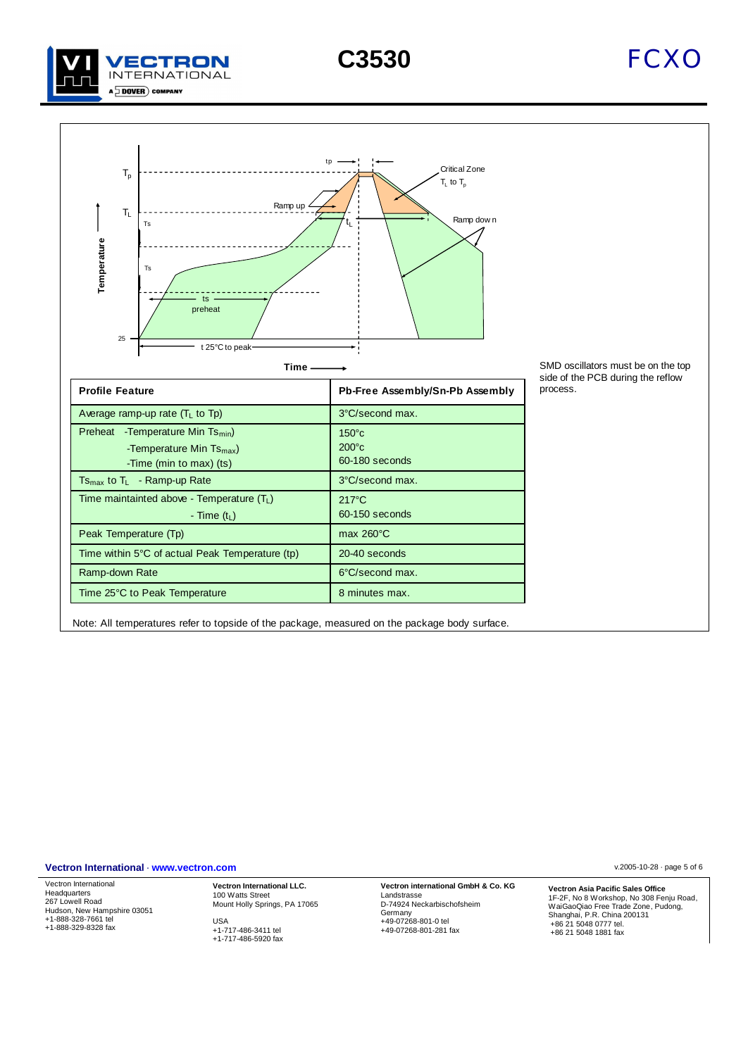Temperature

$T_p$

$T_L$

Ts

Ts

25

tp

Critical Zone
$T_L$ to $T_p$

Ramp up

$t_L$

Ramp down

ts
preheat

t 25°C to peak

Time

SMD oscillators must be on the top side of the PCB during the reflow process.

| Profile Feature | Pb-Free Assembly/Sn-Pb Assembly |
|---|---|
| Average ramp-up rate ($T_L$ to Tp) | 3°C/second max. |
| Preheat -Temperature Min $Ts_{min}$)<br>-Temperature Min $Ts_{max}$)<br>-Time (min to max) (ts) | 150°c<br>200°c<br>60-180 seconds |
| $Ts_{max}$ to $T_L$ - Ramp-up Rate | 3°C/second max. |
| Time maintainted above - Temperature ($T_L$)<br>- Time ($t_L$) | 217°C<br>60-150 seconds |
| Peak Temperature (Tp) | max 260°C |
| Time within 5°C of actual Peak Temperature (tp) | 20-40 seconds |
| Ramp-down Rate | 6°C/second max. |
| Time 25°C to Peak Temperature | 8 minutes max. |

Note: All temperatures refer to topside of the package, measured on the package body surface.

**Vectron International** · **www.vectron.com**

Vectron International
Headquarters
267 Lowell Road
Hudson, New Hampshire 03051
+1-888-328-7661 tel
+1-888-329-8328 fax

**Vectron International LLC.**
100 Watts Street
Mount Holly Springs, PA 17065

USA
+1-717-486-3411 tel
+1-717-486-5920 fax

**Vectron international GmbH & Co. KG**
Landstrasse
D-74924 Neckarbischofsheim
Germany
+49-07268-801-0 tel
+49-07268-801-281 fax

**Vectron Asia Pacific Sales Office**
1F-2F, No 8 Workshop, No 308 Fenju Road,
WaiGaoQiao Free Trade Zone, Pudong,
Shanghai, P.R. China 200131
+86 21 5048 0777 tel.
+86 21 5048 1881 fax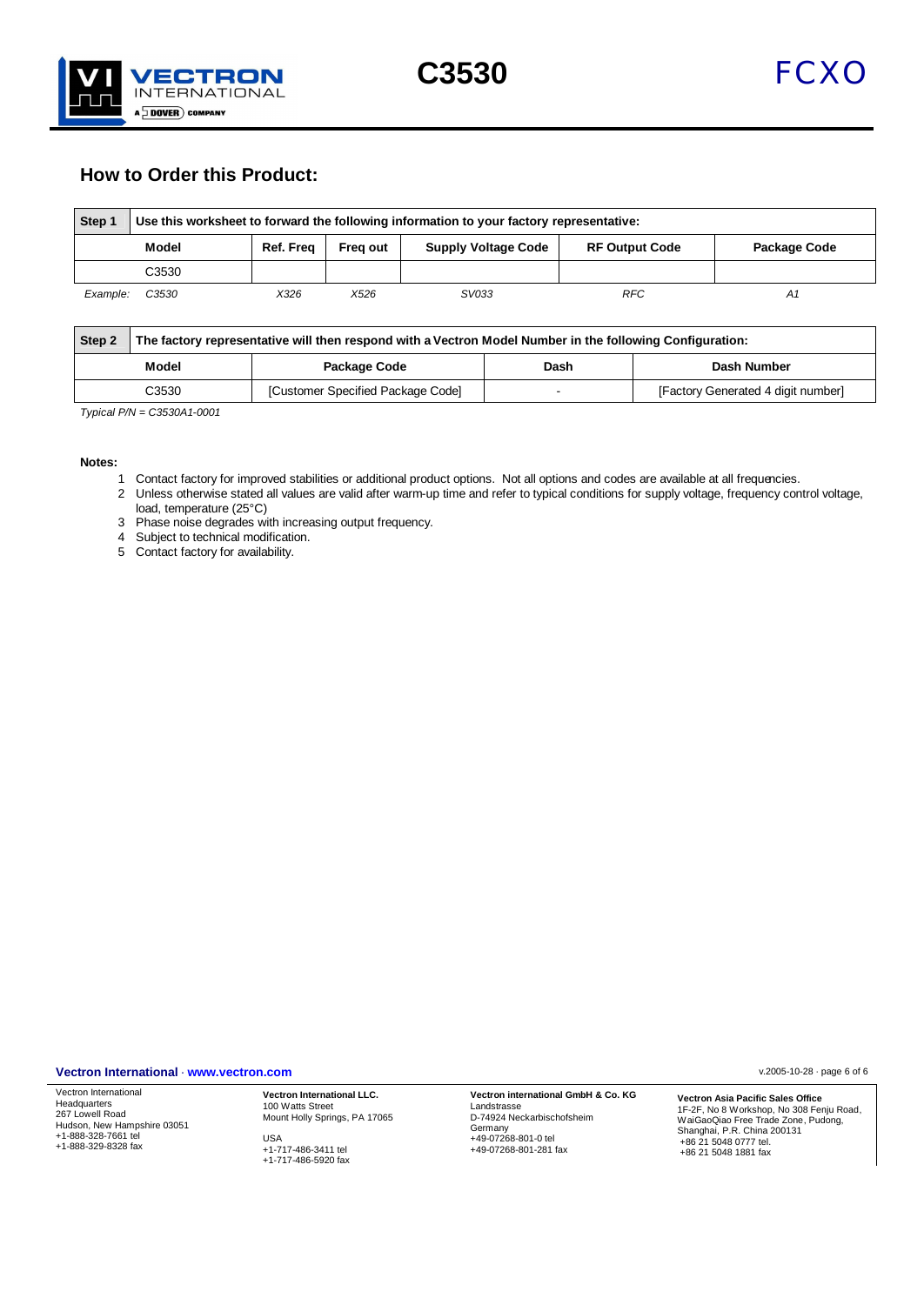## How to Order this Product:

| Step 1 | Use this worksheet to forward the following information to your factory representative: | | | | | |
|---|---|---|---|---|---|---|
| | **Model** | **Ref. Freq** | **Freq out** | **Supply Voltage Code** | **RF Output Code** | **Package Code** |
| | C3530 | | | | | |
| *Example:* | *C3530* | *X326* | *X526* | *SV033* | *RFC* | *A1* |

| Step 2 | The factory representative will then respond with a Vectron Model Number in the following Configuration: | | | |
|---|---|---|---|---|
| | **Model** | **Package Code** | **Dash** | **Dash Number** |
| | C3530 | [Customer Specified Package Code] | - | [Factory Generated 4 digit number] |

*Typical P/N = C3530A1-0001*

**Notes:**

1. Contact factory for improved stabilities or additional product options. Not all options and codes are available at all frequencies.
2. Unless otherwise stated all values are valid after warm-up time and refer to typical conditions for supply voltage, frequency control voltage, load, temperature (25°C)
3. Phase noise degrades with increasing output frequency.
4. Subject to technical modification.
5. Contact factory for availability.

**Vectron International** · **www.vectron.com**

v.2005-10-28

Vectron International
Headquarters
267 Lowell Road
Hudson, New Hampshire 03051
+1-888-328-7661 tel
+1-888-329-8328 fax

**Vectron International LLC.**
100 Watts Street
Mount Holly Springs, PA 17065
USA
+1-717-486-3411 tel
+1-717-486-5920 fax

**Vectron international GmbH & Co. KG**
Landstrasse
D-74924 Neckarbischofsheim
Germany
+49-07268-801-0 tel
+49-07268-801-281 fax

**Vectron Asia Pacific Sales Office**
1F-2F, No 8 Workshop, No 308 Fenju Road,
WaiGaoQiao Free Trade Zone, Pudong,
Shanghai, P.R. China 200131
+86 21 5048 0777 tel.
+86 21 5048 1881 fax